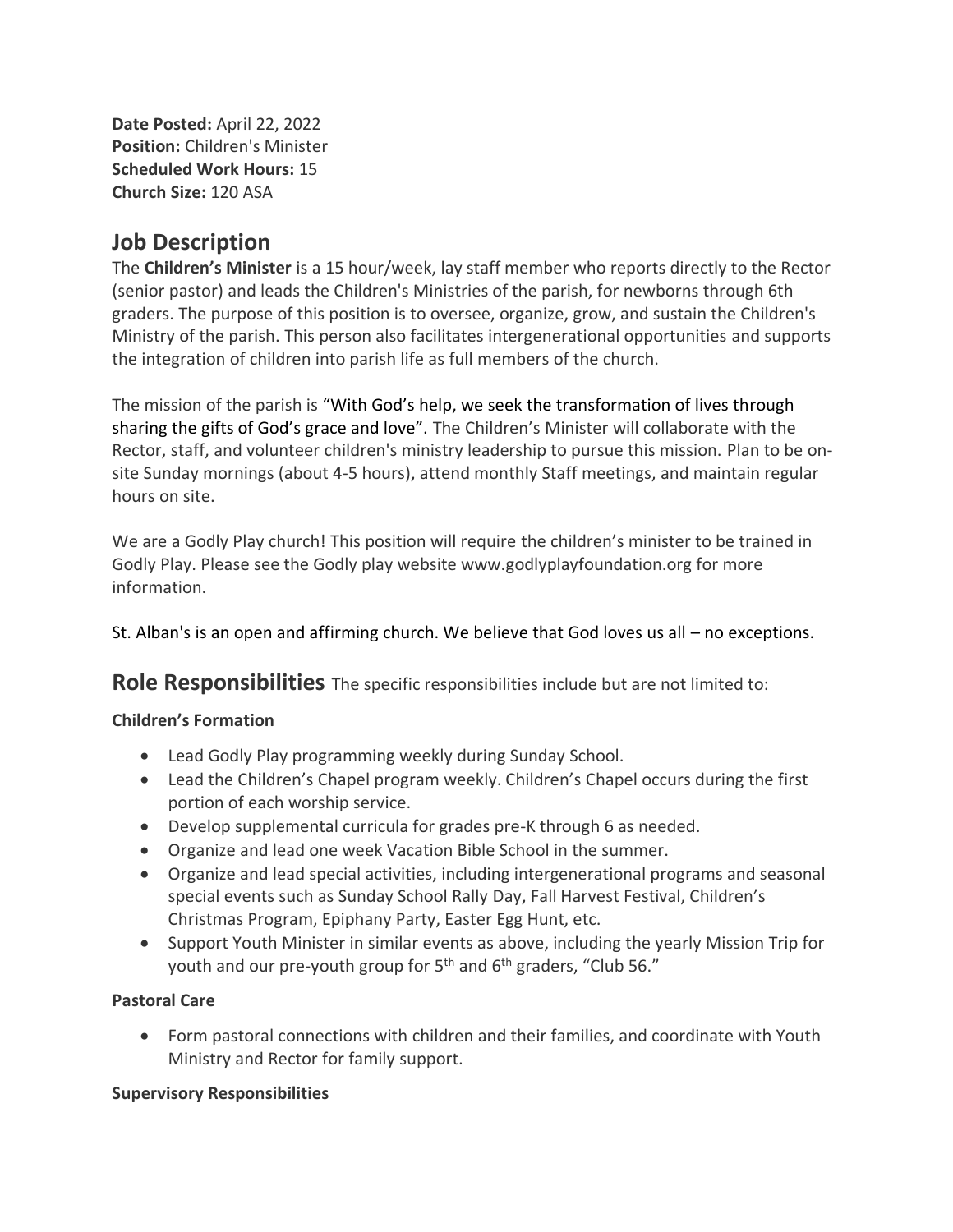**Date Posted:** April 22, 2022
**Position:** Children's Minister
**Scheduled Work Hours:** 15
**Church Size:** 120 ASA

## Job Description

The **Children's Minister** is a 15 hour/week, lay staff member who reports directly to the Rector (senior pastor) and leads the Children's Ministries of the parish, for newborns through 6th graders. The purpose of this position is to oversee, organize, grow, and sustain the Children's Ministry of the parish. This person also facilitates intergenerational opportunities and supports the integration of children into parish life as full members of the church.

The mission of the parish is "With God's help, we seek the transformation of lives through sharing the gifts of God's grace and love". The Children's Minister will collaborate with the Rector, staff, and volunteer children's ministry leadership to pursue this mission. Plan to be on-site Sunday mornings (about 4-5 hours), attend monthly Staff meetings, and maintain regular hours on site.

We are a Godly Play church! This position will require the children's minister to be trained in Godly Play. Please see the Godly play website www.godlyplayfoundation.org for more information.

St. Alban's is an open and affirming church. We believe that God loves us all – no exceptions.

## Role Responsibilities

The specific responsibilities include but are not limited to:

### Children's Formation

- Lead Godly Play programming weekly during Sunday School.
- Lead the Children's Chapel program weekly. Children's Chapel occurs during the first portion of each worship service.
- Develop supplemental curricula for grades pre-K through 6 as needed.
- Organize and lead one week Vacation Bible School in the summer.
- Organize and lead special activities, including intergenerational programs and seasonal special events such as Sunday School Rally Day, Fall Harvest Festival, Children's Christmas Program, Epiphany Party, Easter Egg Hunt, etc.
- Support Youth Minister in similar events as above, including the yearly Mission Trip for youth and our pre-youth group for 5th and 6th graders, "Club 56."

### Pastoral Care

- Form pastoral connections with children and their families, and coordinate with Youth Ministry and Rector for family support.

### Supervisory Responsibilities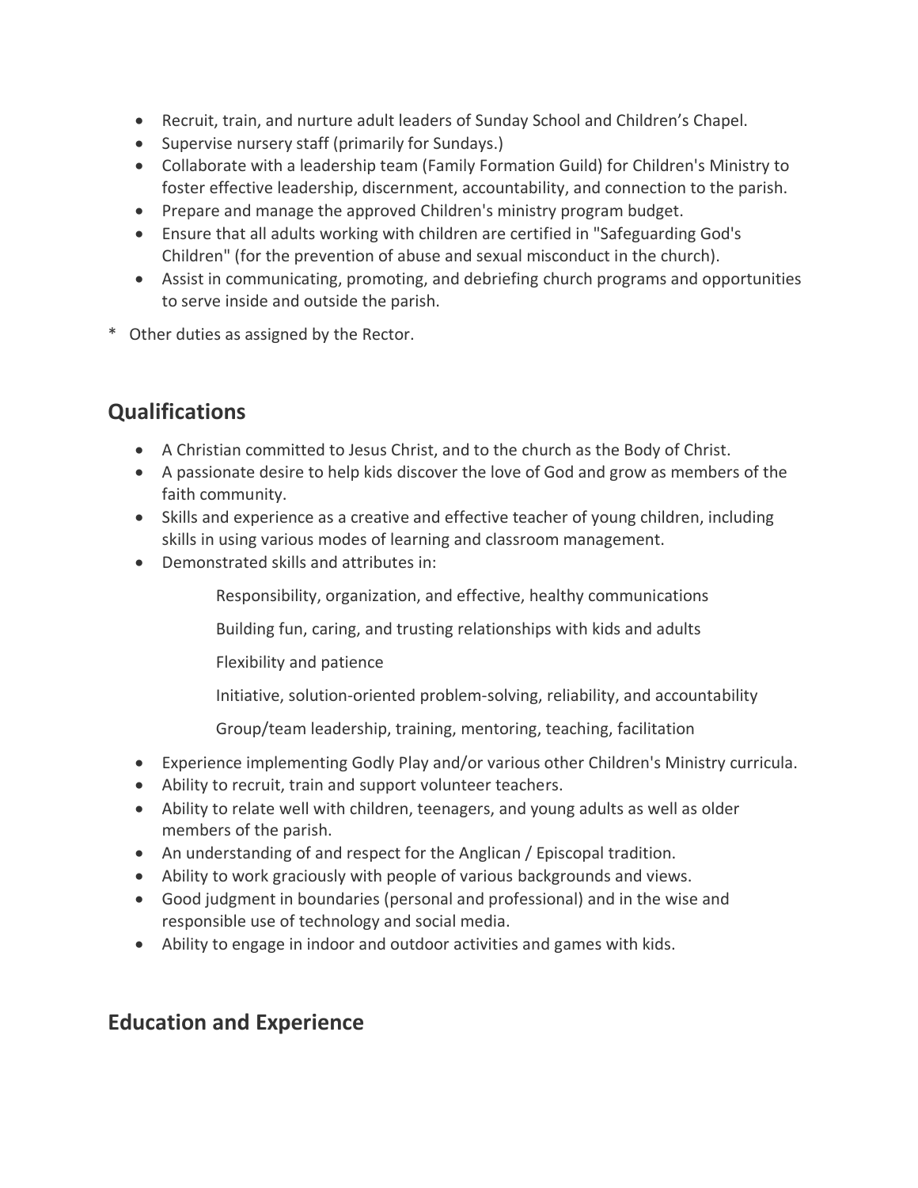- Recruit, train, and nurture adult leaders of Sunday School and Children's Chapel.
- Supervise nursery staff (primarily for Sundays.)
- Collaborate with a leadership team (Family Formation Guild) for Children's Ministry to foster effective leadership, discernment, accountability, and connection to the parish.
- Prepare and manage the approved Children's ministry program budget.
- Ensure that all adults working with children are certified in "Safeguarding God's Children" (for the prevention of abuse and sexual misconduct in the church).
- Assist in communicating, promoting, and debriefing church programs and opportunities to serve inside and outside the parish.

* Other duties as assigned by the Rector.

## Qualifications

- A Christian committed to Jesus Christ, and to the church as the Body of Christ.
- A passionate desire to help kids discover the love of God and grow as members of the faith community.
- Skills and experience as a creative and effective teacher of young children, including skills in using various modes of learning and classroom management.
- Demonstrated skills and attributes in:

  Responsibility, organization, and effective, healthy communications

  Building fun, caring, and trusting relationships with kids and adults

  Flexibility and patience

  Initiative, solution-oriented problem-solving, reliability, and accountability

  Group/team leadership, training, mentoring, teaching, facilitation

- Experience implementing Godly Play and/or various other Children's Ministry curricula.
- Ability to recruit, train and support volunteer teachers.
- Ability to relate well with children, teenagers, and young adults as well as older members of the parish.
- An understanding of and respect for the Anglican / Episcopal tradition.
- Ability to work graciously with people of various backgrounds and views.
- Good judgment in boundaries (personal and professional) and in the wise and responsible use of technology and social media.
- Ability to engage in indoor and outdoor activities and games with kids.

## Education and Experience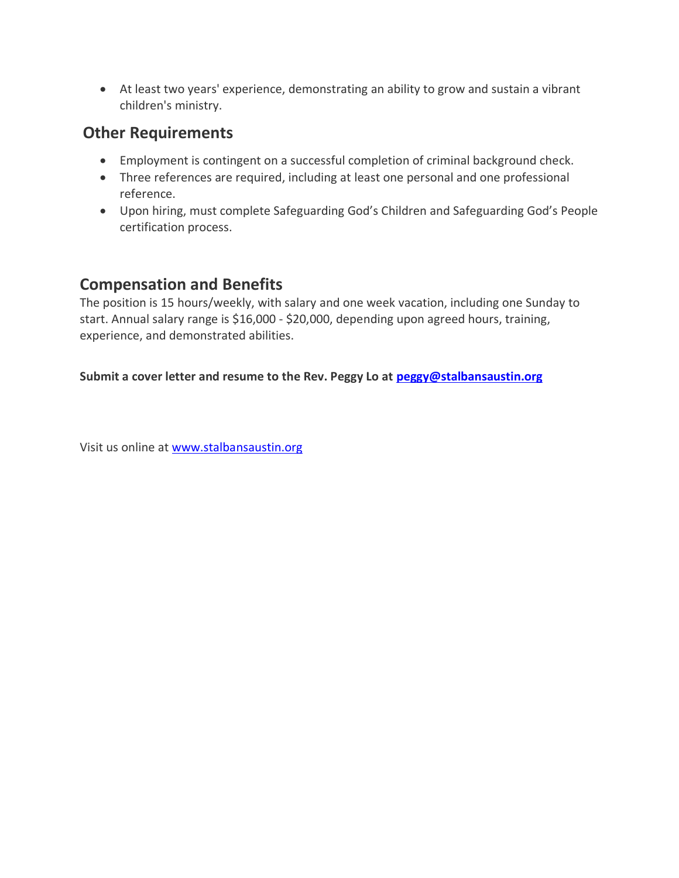- At least two years' experience, demonstrating an ability to grow and sustain a vibrant children's ministry.

## Other Requirements

- Employment is contingent on a successful completion of criminal background check.
- Three references are required, including at least one personal and one professional reference.
- Upon hiring, must complete Safeguarding God's Children and Safeguarding God's People certification process.

## Compensation and Benefits

The position is 15 hours/weekly, with salary and one week vacation, including one Sunday to start. Annual salary range is $16,000 - $20,000, depending upon agreed hours, training, experience, and demonstrated abilities.

**Submit a cover letter and resume to the Rev. Peggy Lo at [peggy@stalbansaustin.org](mailto:peggy@stalbansaustin.org)**

Visit us online at [www.stalbansaustin.org](http://www.stalbansaustin.org)